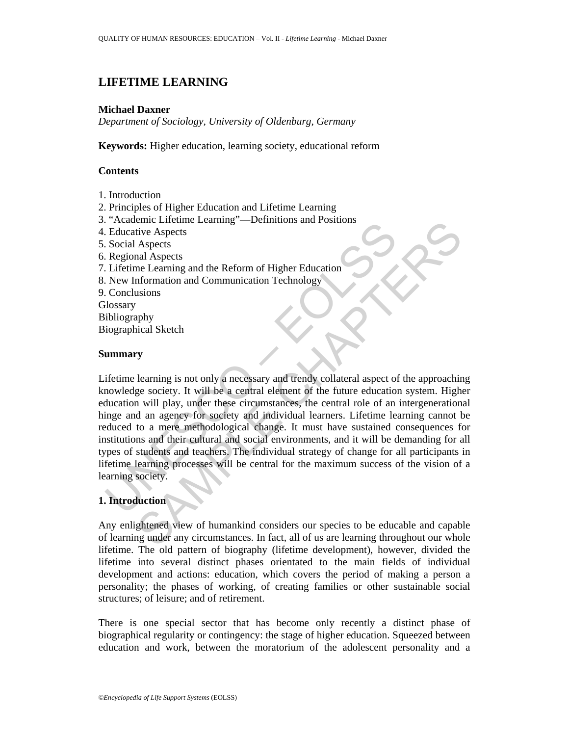# LIFETIME LEARNING

**Michael Daxner**
*Department of Sociology, University of Oldenburg, Germany*

**Keywords:** Higher education, learning society, educational reform

## Contents

1. Introduction
2. Principles of Higher Education and Lifetime Learning
3. "Academic Lifetime Learning"—Definitions and Positions
4. Educative Aspects
5. Social Aspects
6. Regional Aspects
7. Lifetime Learning and the Reform of Higher Education
8. New Information and Communication Technology
9. Conclusions

Glossary
Bibliography
Biographical Sketch

## Summary

Lifetime learning is not only a necessary and trendy collateral aspect of the approaching knowledge society. It will be a central element of the future education system. Higher education will play, under these circumstances, the central role of an intergenerational hinge and an agency for society and individual learners. Lifetime learning cannot be reduced to a mere methodological change. It must have sustained consequences for institutions and their cultural and social environments, and it will be demanding for all types of students and teachers. The individual strategy of change for all participants in lifetime learning processes will be central for the maximum success of the vision of a learning society.

## 1. Introduction

Any enlightened view of humankind considers our species to be educable and capable of learning under any circumstances. In fact, all of us are learning throughout our whole lifetime. The old pattern of biography (lifetime development), however, divided the lifetime into several distinct phases orientated to the main fields of individual development and actions: education, which covers the period of making a person a personality; the phases of working, of creating families or other sustainable social structures; of leisure; and of retirement.

There is one special sector that has become only recently a distinct phase of biographical regularity or contingency: the stage of higher education. Squeezed between education and work, between the moratorium of the adolescent personality and a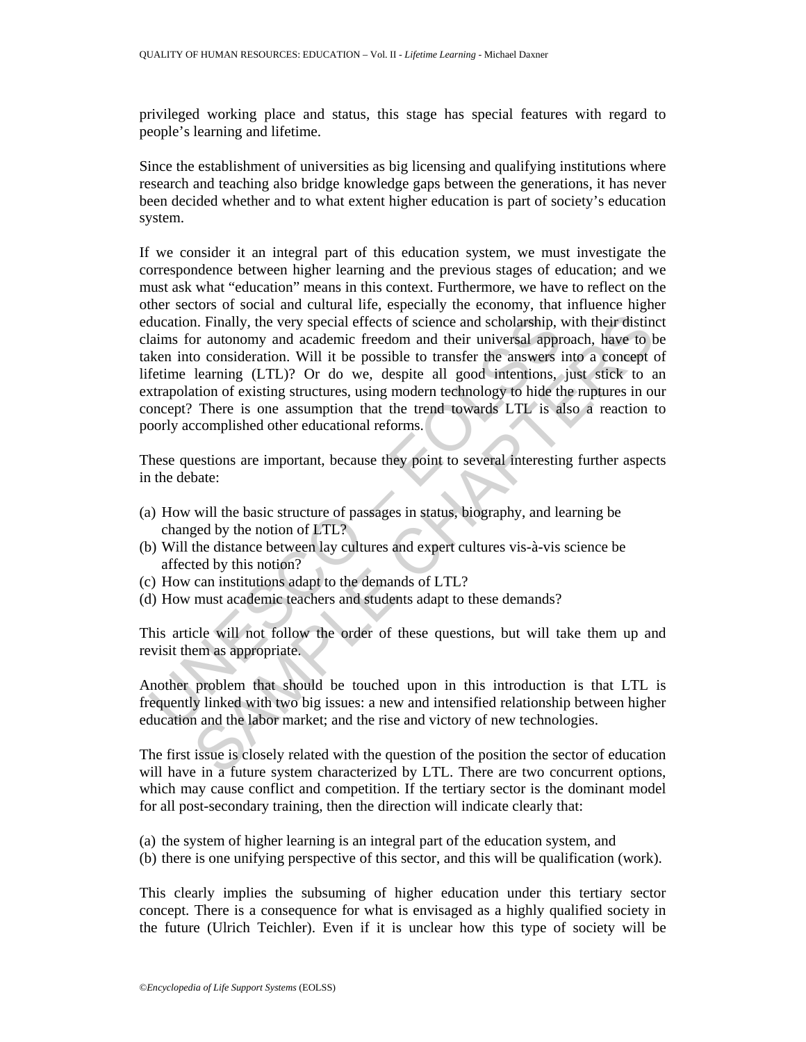privileged working place and status, this stage has special features with regard to people's learning and lifetime.

Since the establishment of universities as big licensing and qualifying institutions where research and teaching also bridge knowledge gaps between the generations, it has never been decided whether and to what extent higher education is part of society's education system.

If we consider it an integral part of this education system, we must investigate the correspondence between higher learning and the previous stages of education; and we must ask what "education" means in this context. Furthermore, we have to reflect on the other sectors of social and cultural life, especially the economy, that influence higher education. Finally, the very special effects of science and scholarship, with their distinct claims for autonomy and academic freedom and their universal approach, have to be taken into consideration. Will it be possible to transfer the answers into a concept of lifetime learning (LTL)? Or do we, despite all good intentions, just stick to an extrapolation of existing structures, using modern technology to hide the ruptures in our concept? There is one assumption that the trend towards LTL is also a reaction to poorly accomplished other educational reforms.

These questions are important, because they point to several interesting further aspects in the debate:

(a) How will the basic structure of passages in status, biography, and learning be changed by the notion of LTL?
(b) Will the distance between lay cultures and expert cultures vis-à-vis science be affected by this notion?
(c) How can institutions adapt to the demands of LTL?
(d) How must academic teachers and students adapt to these demands?

This article will not follow the order of these questions, but will take them up and revisit them as appropriate.

Another problem that should be touched upon in this introduction is that LTL is frequently linked with two big issues: a new and intensified relationship between higher education and the labor market; and the rise and victory of new technologies.

The first issue is closely related with the question of the position the sector of education will have in a future system characterized by LTL. There are two concurrent options, which may cause conflict and competition. If the tertiary sector is the dominant model for all post-secondary training, then the direction will indicate clearly that:

(a) the system of higher learning is an integral part of the education system, and
(b) there is one unifying perspective of this sector, and this will be qualification (work).

This clearly implies the subsuming of higher education under this tertiary sector concept. There is a consequence for what is envisaged as a highly qualified society in the future (Ulrich Teichler). Even if it is unclear how this type of society will be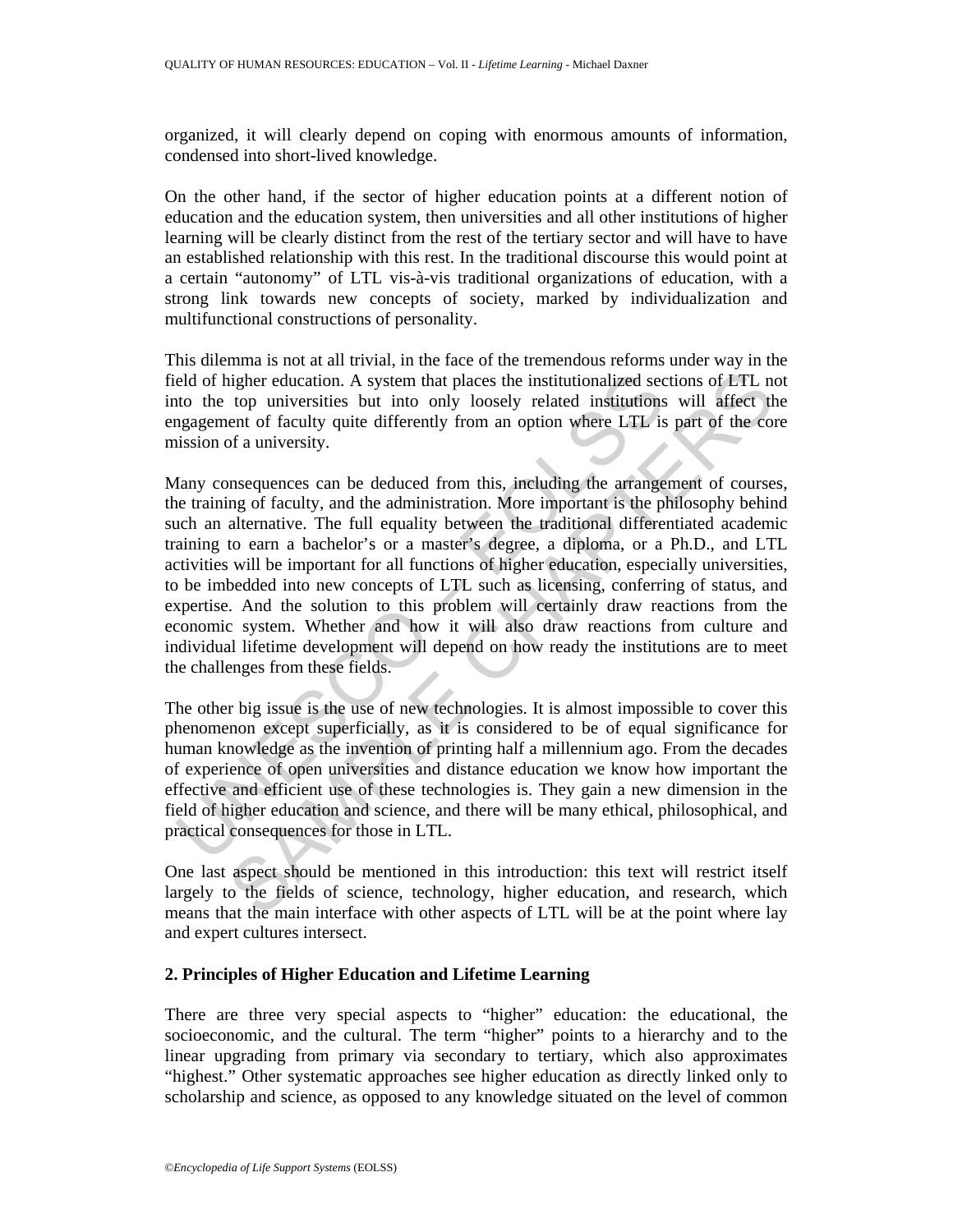organized, it will clearly depend on coping with enormous amounts of information, condensed into short-lived knowledge.

On the other hand, if the sector of higher education points at a different notion of education and the education system, then universities and all other institutions of higher learning will be clearly distinct from the rest of the tertiary sector and will have to have an established relationship with this rest. In the traditional discourse this would point at a certain "autonomy" of LTL vis-à-vis traditional organizations of education, with a strong link towards new concepts of society, marked by individualization and multifunctional constructions of personality.

This dilemma is not at all trivial, in the face of the tremendous reforms under way in the field of higher education. A system that places the institutionalized sections of LTL not into the top universities but into only loosely related institutions will affect the engagement of faculty quite differently from an option where LTL is part of the core mission of a university.

Many consequences can be deduced from this, including the arrangement of courses, the training of faculty, and the administration. More important is the philosophy behind such an alternative. The full equality between the traditional differentiated academic training to earn a bachelor's or a master's degree, a diploma, or a Ph.D., and LTL activities will be important for all functions of higher education, especially universities, to be imbedded into new concepts of LTL such as licensing, conferring of status, and expertise. And the solution to this problem will certainly draw reactions from the economic system. Whether and how it will also draw reactions from culture and individual lifetime development will depend on how ready the institutions are to meet the challenges from these fields.

The other big issue is the use of new technologies. It is almost impossible to cover this phenomenon except superficially, as it is considered to be of equal significance for human knowledge as the invention of printing half a millennium ago. From the decades of experience of open universities and distance education we know how important the effective and efficient use of these technologies is. They gain a new dimension in the field of higher education and science, and there will be many ethical, philosophical, and practical consequences for those in LTL.

One last aspect should be mentioned in this introduction: this text will restrict itself largely to the fields of science, technology, higher education, and research, which means that the main interface with other aspects of LTL will be at the point where lay and expert cultures intersect.

## 2. Principles of Higher Education and Lifetime Learning

There are three very special aspects to "higher" education: the educational, the socioeconomic, and the cultural. The term "higher" points to a hierarchy and to the linear upgrading from primary via secondary to tertiary, which also approximates "highest." Other systematic approaches see higher education as directly linked only to scholarship and science, as opposed to any knowledge situated on the level of common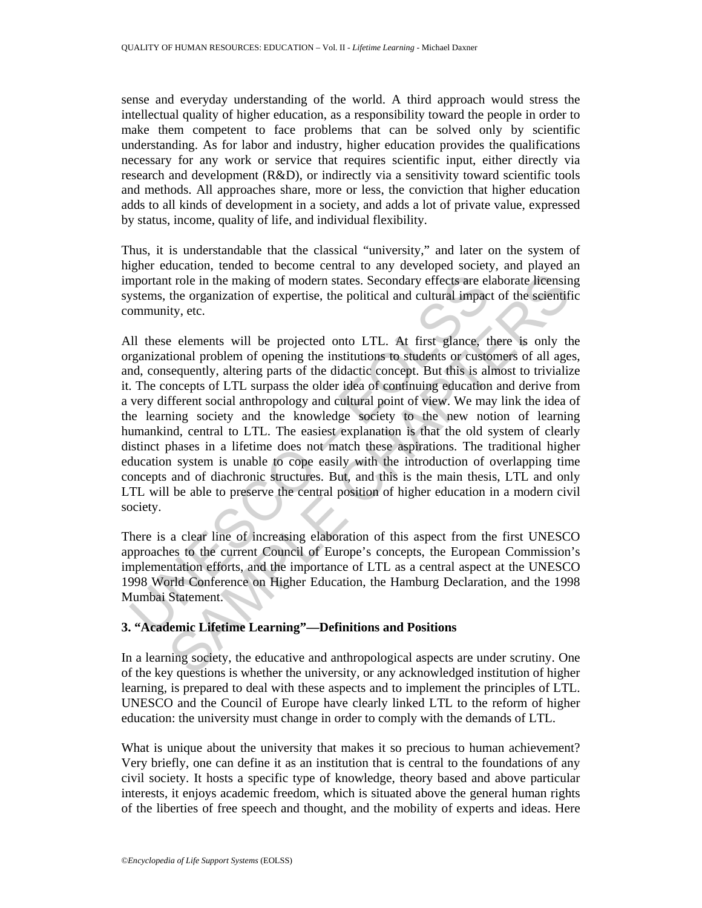sense and everyday understanding of the world. A third approach would stress the intellectual quality of higher education, as a responsibility toward the people in order to make them competent to face problems that can be solved only by scientific understanding. As for labor and industry, higher education provides the qualifications necessary for any work or service that requires scientific input, either directly via research and development (R&D), or indirectly via a sensitivity toward scientific tools and methods. All approaches share, more or less, the conviction that higher education adds to all kinds of development in a society, and adds a lot of private value, expressed by status, income, quality of life, and individual flexibility.

Thus, it is understandable that the classical "university," and later on the system of higher education, tended to become central to any developed society, and played an important role in the making of modern states. Secondary effects are elaborate licensing systems, the organization of expertise, the political and cultural impact of the scientific community, etc.

All these elements will be projected onto LTL. At first glance, there is only the organizational problem of opening the institutions to students or customers of all ages, and, consequently, altering parts of the didactic concept. But this is almost to trivialize it. The concepts of LTL surpass the older idea of continuing education and derive from a very different social anthropology and cultural point of view. We may link the idea of the learning society and the knowledge society to the new notion of learning humankind, central to LTL. The easiest explanation is that the old system of clearly distinct phases in a lifetime does not match these aspirations. The traditional higher education system is unable to cope easily with the introduction of overlapping time concepts and of diachronic structures. But, and this is the main thesis, LTL and only LTL will be able to preserve the central position of higher education in a modern civil society.

There is a clear line of increasing elaboration of this aspect from the first UNESCO approaches to the current Council of Europe's concepts, the European Commission's implementation efforts, and the importance of LTL as a central aspect at the UNESCO 1998 World Conference on Higher Education, the Hamburg Declaration, and the 1998 Mumbai Statement.

## 3. "Academic Lifetime Learning"—Definitions and Positions

In a learning society, the educative and anthropological aspects are under scrutiny. One of the key questions is whether the university, or any acknowledged institution of higher learning, is prepared to deal with these aspects and to implement the principles of LTL. UNESCO and the Council of Europe have clearly linked LTL to the reform of higher education: the university must change in order to comply with the demands of LTL.

What is unique about the university that makes it so precious to human achievement? Very briefly, one can define it as an institution that is central to the foundations of any civil society. It hosts a specific type of knowledge, theory based and above particular interests, it enjoys academic freedom, which is situated above the general human rights of the liberties of free speech and thought, and the mobility of experts and ideas. Here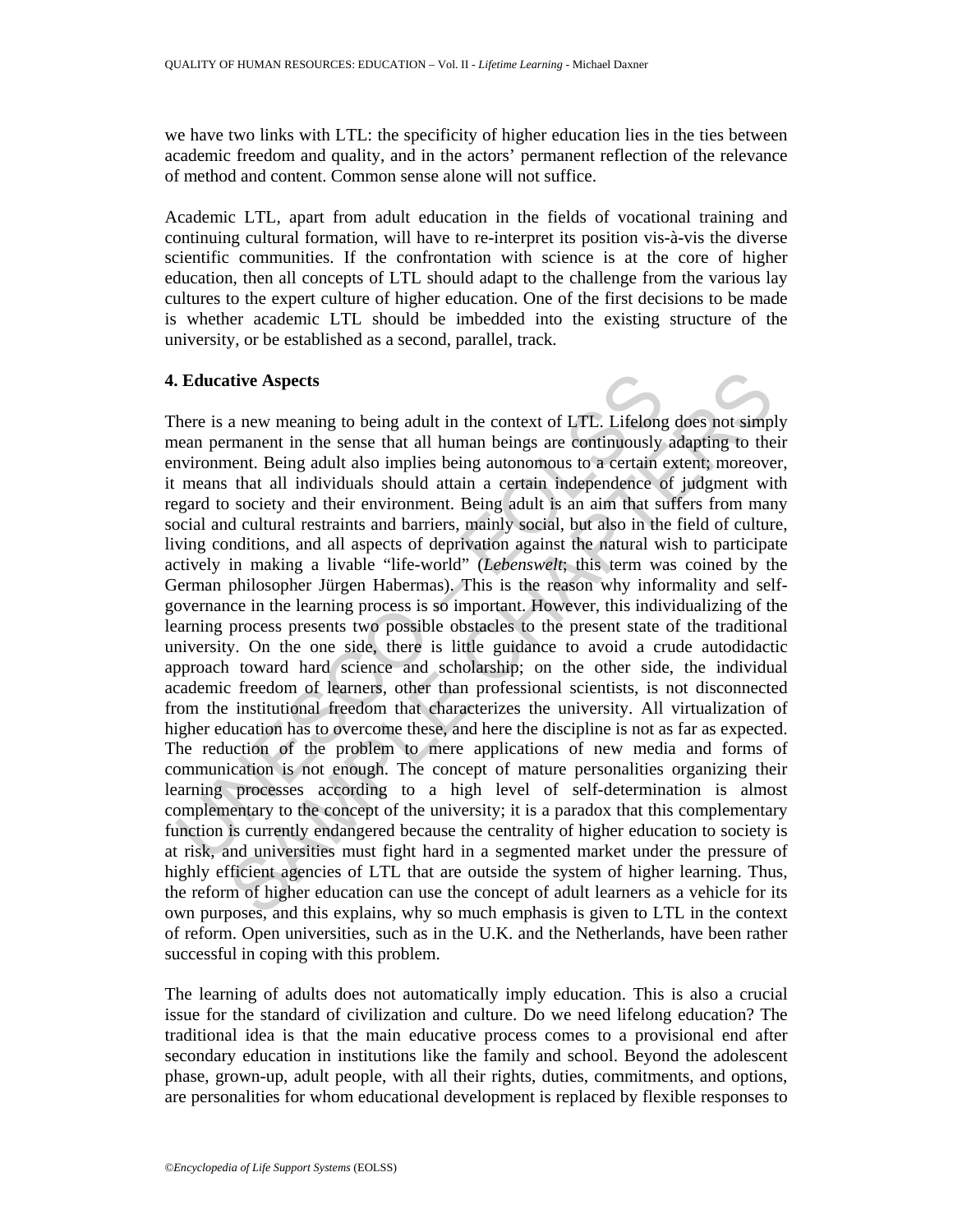we have two links with LTL: the specificity of higher education lies in the ties between academic freedom and quality, and in the actors' permanent reflection of the relevance of method and content. Common sense alone will not suffice.

Academic LTL, apart from adult education in the fields of vocational training and continuing cultural formation, will have to re-interpret its position vis-à-vis the diverse scientific communities. If the confrontation with science is at the core of higher education, then all concepts of LTL should adapt to the challenge from the various lay cultures to the expert culture of higher education. One of the first decisions to be made is whether academic LTL should be imbedded into the existing structure of the university, or be established as a second, parallel, track.

## 4. Educative Aspects

There is a new meaning to being adult in the context of LTL. Lifelong does not simply mean permanent in the sense that all human beings are continuously adapting to their environment. Being adult also implies being autonomous to a certain extent; moreover, it means that all individuals should attain a certain independence of judgment with regard to society and their environment. Being adult is an aim that suffers from many social and cultural restraints and barriers, mainly social, but also in the field of culture, living conditions, and all aspects of deprivation against the natural wish to participate actively in making a livable "life-world" (*Lebenswelt*; this term was coined by the German philosopher Jürgen Habermas). This is the reason why informality and self-governance in the learning process is so important. However, this individualizing of the learning process presents two possible obstacles to the present state of the traditional university. On the one side, there is little guidance to avoid a crude autodidactic approach toward hard science and scholarship; on the other side, the individual academic freedom of learners, other than professional scientists, is not disconnected from the institutional freedom that characterizes the university. All virtualization of higher education has to overcome these, and here the discipline is not as far as expected. The reduction of the problem to mere applications of new media and forms of communication is not enough. The concept of mature personalities organizing their learning processes according to a high level of self-determination is almost complementary to the concept of the university; it is a paradox that this complementary function is currently endangered because the centrality of higher education to society is at risk, and universities must fight hard in a segmented market under the pressure of highly efficient agencies of LTL that are outside the system of higher learning. Thus, the reform of higher education can use the concept of adult learners as a vehicle for its own purposes, and this explains, why so much emphasis is given to LTL in the context of reform. Open universities, such as in the U.K. and the Netherlands, have been rather successful in coping with this problem.

The learning of adults does not automatically imply education. This is also a crucial issue for the standard of civilization and culture. Do we need lifelong education? The traditional idea is that the main educative process comes to a provisional end after secondary education in institutions like the family and school. Beyond the adolescent phase, grown-up, adult people, with all their rights, duties, commitments, and options, are personalities for whom educational development is replaced by flexible responses to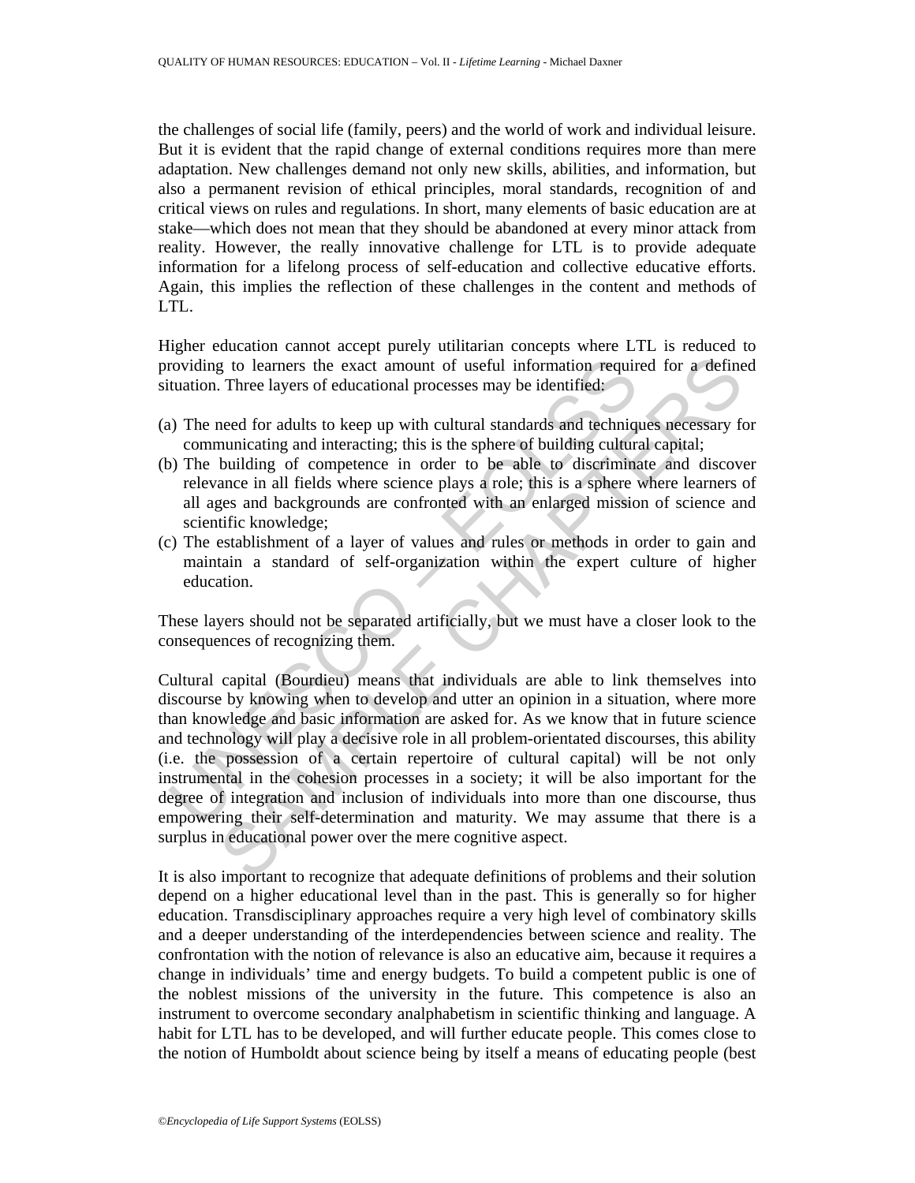the challenges of social life (family, peers) and the world of work and individual leisure. But it is evident that the rapid change of external conditions requires more than mere adaptation. New challenges demand not only new skills, abilities, and information, but also a permanent revision of ethical principles, moral standards, recognition of and critical views on rules and regulations. In short, many elements of basic education are at stake—which does not mean that they should be abandoned at every minor attack from reality. However, the really innovative challenge for LTL is to provide adequate information for a lifelong process of self-education and collective educative efforts. Again, this implies the reflection of these challenges in the content and methods of LTL.

Higher education cannot accept purely utilitarian concepts where LTL is reduced to providing to learners the exact amount of useful information required for a defined situation. Three layers of educational processes may be identified:

(a) The need for adults to keep up with cultural standards and techniques necessary for communicating and interacting; this is the sphere of building cultural capital;
(b) The building of competence in order to be able to discriminate and discover relevance in all fields where science plays a role; this is a sphere where learners of all ages and backgrounds are confronted with an enlarged mission of science and scientific knowledge;
(c) The establishment of a layer of values and rules or methods in order to gain and maintain a standard of self-organization within the expert culture of higher education.

These layers should not be separated artificially, but we must have a closer look to the consequences of recognizing them.

Cultural capital (Bourdieu) means that individuals are able to link themselves into discourse by knowing when to develop and utter an opinion in a situation, where more than knowledge and basic information are asked for. As we know that in future science and technology will play a decisive role in all problem-orientated discourses, this ability (i.e. the possession of a certain repertoire of cultural capital) will be not only instrumental in the cohesion processes in a society; it will be also important for the degree of integration and inclusion of individuals into more than one discourse, thus empowering their self-determination and maturity. We may assume that there is a surplus in educational power over the mere cognitive aspect.

It is also important to recognize that adequate definitions of problems and their solution depend on a higher educational level than in the past. This is generally so for higher education. Transdisciplinary approaches require a very high level of combinatory skills and a deeper understanding of the interdependencies between science and reality. The confrontation with the notion of relevance is also an educative aim, because it requires a change in individuals' time and energy budgets. To build a competent public is one of the noblest missions of the university in the future. This competence is also an instrument to overcome secondary analphabetism in scientific thinking and language. A habit for LTL has to be developed, and will further educate people. This comes close to the notion of Humboldt about science being by itself a means of educating people (best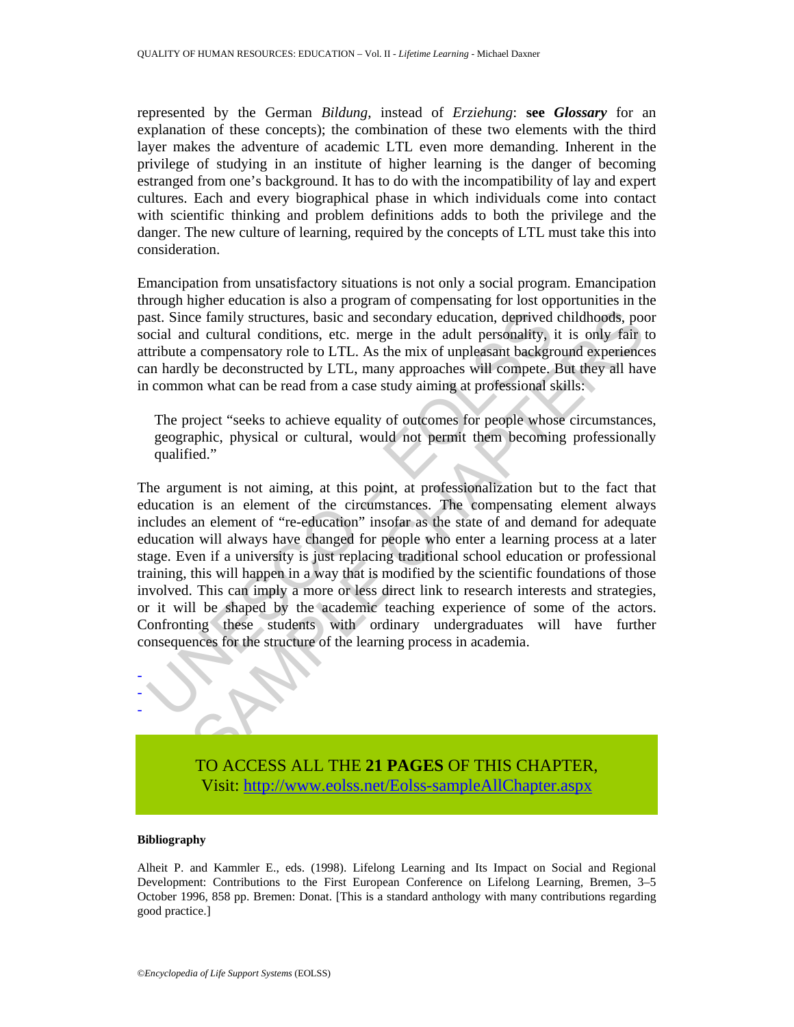represented by the German *Bildung*, instead of *Erziehung*: **see *Glossary*** for an explanation of these concepts); the combination of these two elements with the third layer makes the adventure of academic LTL even more demanding. Inherent in the privilege of studying in an institute of higher learning is the danger of becoming estranged from one's background. It has to do with the incompatibility of lay and expert cultures. Each and every biographical phase in which individuals come into contact with scientific thinking and problem definitions adds to both the privilege and the danger. The new culture of learning, required by the concepts of LTL must take this into consideration.

Emancipation from unsatisfactory situations is not only a social program. Emancipation through higher education is also a program of compensating for lost opportunities in the past. Since family structures, basic and secondary education, deprived childhoods, poor social and cultural conditions, etc. merge in the adult personality, it is only fair to attribute a compensatory role to LTL. As the mix of unpleasant background experiences can hardly be deconstructed by LTL, many approaches will compete. But they all have in common what can be read from a case study aiming at professional skills:

> The project "seeks to achieve equality of outcomes for people whose circumstances, geographic, physical or cultural, would not permit them becoming professionally qualified."

The argument is not aiming, at this point, at professionalization but to the fact that education is an element of the circumstances. The compensating element always includes an element of "re-education" insofar as the state of and demand for adequate education will always have changed for people who enter a learning process at a later stage. Even if a university is just replacing traditional school education or professional training, this will happen in a way that is modified by the scientific foundations of those involved. This can imply a more or less direct link to research interests and strategies, or it will be shaped by the academic teaching experience of some of the actors. Confronting these students with ordinary undergraduates will have further consequences for the structure of the learning process in academia.

-
-
-

TO ACCESS ALL THE **21 PAGES** OF THIS CHAPTER,
Visit: http://www.eolss.net/Eolss-sampleAllChapter.aspx

**Bibliography**

Alheit P. and Kammler E., eds. (1998). Lifelong Learning and Its Impact on Social and Regional Development: Contributions to the First European Conference on Lifelong Learning, Bremen, 3–5 October 1996, 858 pp. Bremen: Donat. [This is a standard anthology with many contributions regarding good practice.]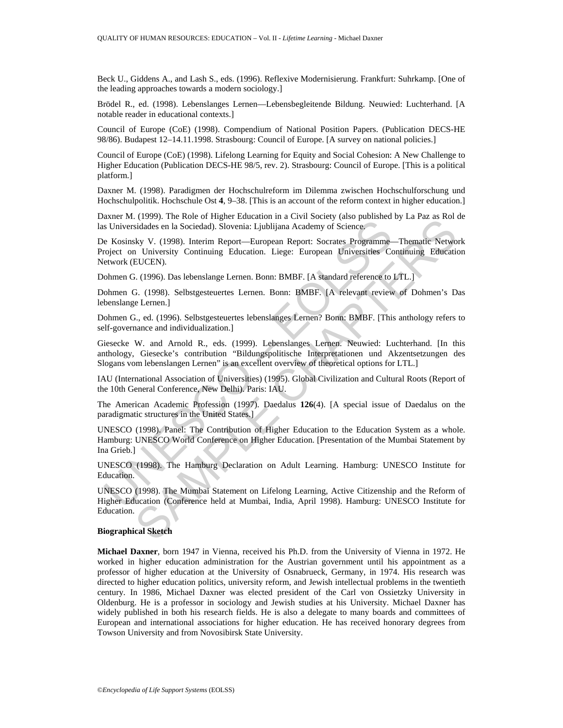Beck U., Giddens A., and Lash S., eds. (1996). Reflexive Modernisierung. Frankfurt: Suhrkamp. [One of the leading approaches towards a modern sociology.]

Brödel R., ed. (1998). Lebenslanges Lernen—Lebensbegleitende Bildung. Neuwied: Luchterhand. [A notable reader in educational contexts.]

Council of Europe (CoE) (1998). Compendium of National Position Papers. (Publication DECS-HE 98/86). Budapest 12–14.11.1998. Strasbourg: Council of Europe. [A survey on national policies.]

Council of Europe (CoE) (1998). Lifelong Learning for Equity and Social Cohesion: A New Challenge to Higher Education (Publication DECS-HE 98/5, rev. 2). Strasbourg: Council of Europe. [This is a political platform.]

Daxner M. (1998). Paradigmen der Hochschulreform im Dilemma zwischen Hochschulforschung und Hochschulpolitik. Hochschule Ost **4**, 9–38. [This is an account of the reform context in higher education.]

Daxner M. (1999). The Role of Higher Education in a Civil Society (also published by La Paz as Rol de las Universidades en la Sociedad). Slovenia: Ljublijana Academy of Science.

De Kosinsky V. (1998). Interim Report—European Report: Socrates Programme—Thematic Network Project on University Continuing Education. Liege: European Universities Continuing Education Network (EUCEN).

Dohmen G. (1996). Das lebenslange Lernen. Bonn: BMBF. [A standard reference to LTL.]

Dohmen G. (1998). Selbstgesteuertes Lernen. Bonn: BMBF. [A relevant review of Dohmen's Das lebenslange Lernen.]

Dohmen G., ed. (1996). Selbstgesteuertes lebenslanges Lernen? Bonn: BMBF. [This anthology refers to self-governance and individualization.]

Giesecke W. and Arnold R., eds. (1999). Lebenslanges Lernen. Neuwied: Luchterhand. [In this anthology, Giesecke's contribution "Bildungspolitische Interpretationen und Akzentsetzungen des Slogans vom lebenslangen Lernen" is an excellent overview of theoretical options for LTL.]

IAU (International Association of Universities) (1995). Global Civilization and Cultural Roots (Report of the 10th General Conference, New Delhi). Paris: IAU.

The American Academic Profession (1997). Daedalus **126**(4). [A special issue of Daedalus on the paradigmatic structures in the United States.]

UNESCO (1998). Panel: The Contribution of Higher Education to the Education System as a whole. Hamburg: UNESCO World Conference on Higher Education. [Presentation of the Mumbai Statement by Ina Grieb.]

UNESCO (1998). The Hamburg Declaration on Adult Learning. Hamburg: UNESCO Institute for Education.

UNESCO (1998). The Mumbai Statement on Lifelong Learning, Active Citizenship and the Reform of Higher Education (Conference held at Mumbai, India, April 1998). Hamburg: UNESCO Institute for Education.

**Biographical Sketch**

**Michael Daxner**, born 1947 in Vienna, received his Ph.D. from the University of Vienna in 1972. He worked in higher education administration for the Austrian government until his appointment as a professor of higher education at the University of Osnabrueck, Germany, in 1974. His research was directed to higher education politics, university reform, and Jewish intellectual problems in the twentieth century. In 1986, Michael Daxner was elected president of the Carl von Ossietzky University in Oldenburg. He is a professor in sociology and Jewish studies at his University. Michael Daxner has widely published in both his research fields. He is also a delegate to many boards and committees of European and international associations for higher education. He has received honorary degrees from Towson University and from Novosibirsk State University.